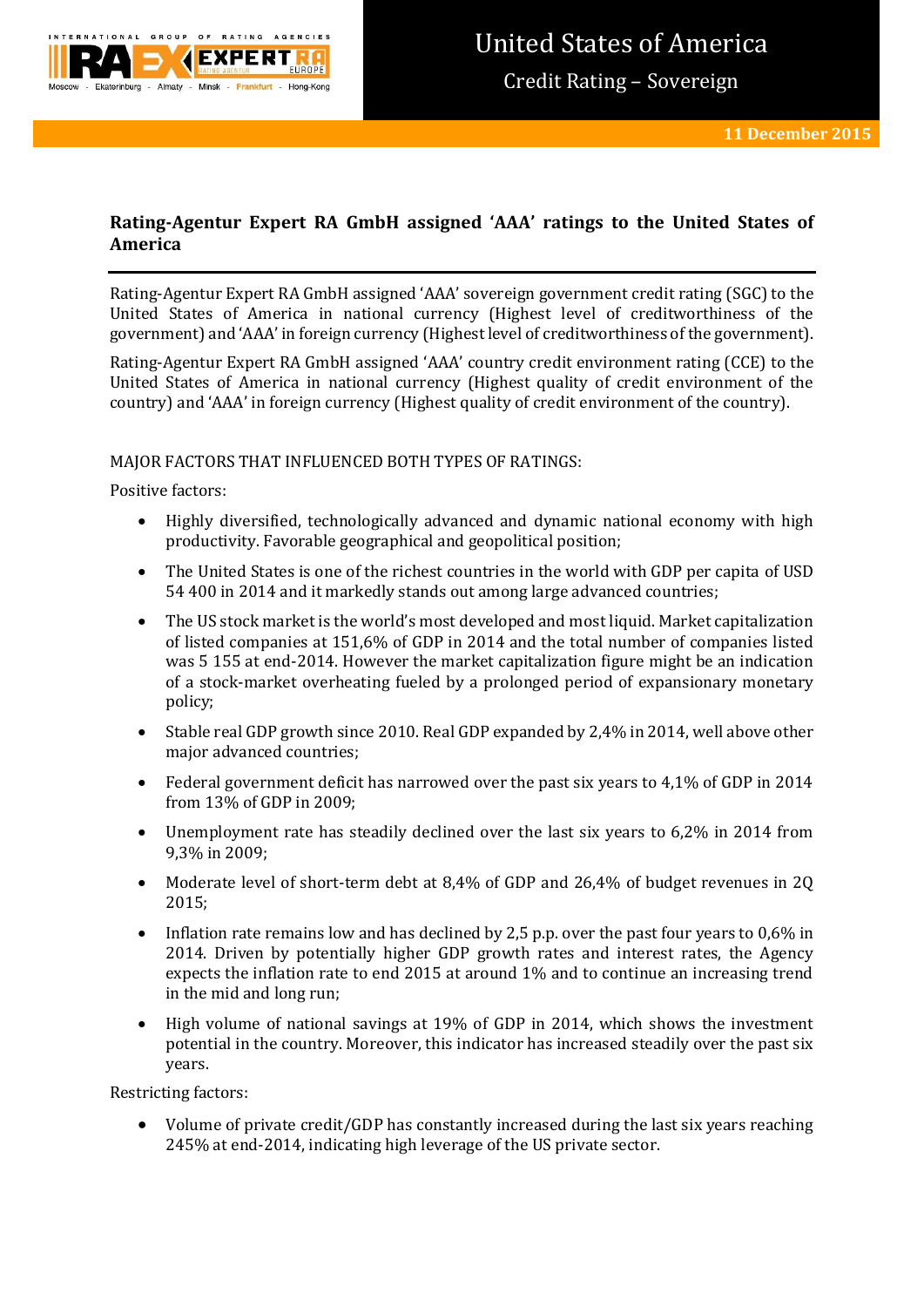# United States of America

Credit Rating – Sovereign

**11 December 2015**

## Rating-Agentur Expert RA GmbH assigned 'AAA' ratings to the United States of America

Rating-Agentur Expert RA GmbH assigned 'AAA' sovereign government credit rating (SGC) to the United States of America in national currency (Highest level of creditworthiness of the government) and 'AAA' in foreign currency (Highest level of creditworthiness of the government).

Rating-Agentur Expert RA GmbH assigned 'AAA' country credit environment rating (CCE) to the United States of America in national currency (Highest quality of credit environment of the country) and 'AAA' in foreign currency (Highest quality of credit environment of the country).

MAJOR FACTORS THAT INFLUENCED BOTH TYPES OF RATINGS:

Positive factors:

- Highly diversified, technologically advanced and dynamic national economy with high productivity. Favorable geographical and geopolitical position;
- The United States is one of the richest countries in the world with GDP per capita of USD 54 400 in 2014 and it markedly stands out among large advanced countries;
- The US stock market is the world's most developed and most liquid. Market capitalization of listed companies at 151,6% of GDP in 2014 and the total number of companies listed was 5 155 at end-2014. However the market capitalization figure might be an indication of a stock-market overheating fueled by a prolonged period of expansionary monetary policy;
- Stable real GDP growth since 2010. Real GDP expanded by 2,4% in 2014, well above other major advanced countries;
- Federal government deficit has narrowed over the past six years to 4,1% of GDP in 2014 from 13% of GDP in 2009;
- Unemployment rate has steadily declined over the last six years to 6,2% in 2014 from 9,3% in 2009;
- Moderate level of short-term debt at 8,4% of GDP and 26,4% of budget revenues in 2Q 2015;
- Inflation rate remains low and has declined by 2,5 p.p. over the past four years to 0,6% in 2014. Driven by potentially higher GDP growth rates and interest rates, the Agency expects the inflation rate to end 2015 at around 1% and to continue an increasing trend in the mid and long run;
- High volume of national savings at 19% of GDP in 2014, which shows the investment potential in the country. Moreover, this indicator has increased steadily over the past six years.

Restricting factors:

- Volume of private credit/GDP has constantly increased during the last six years reaching 245% at end-2014, indicating high leverage of the US private sector.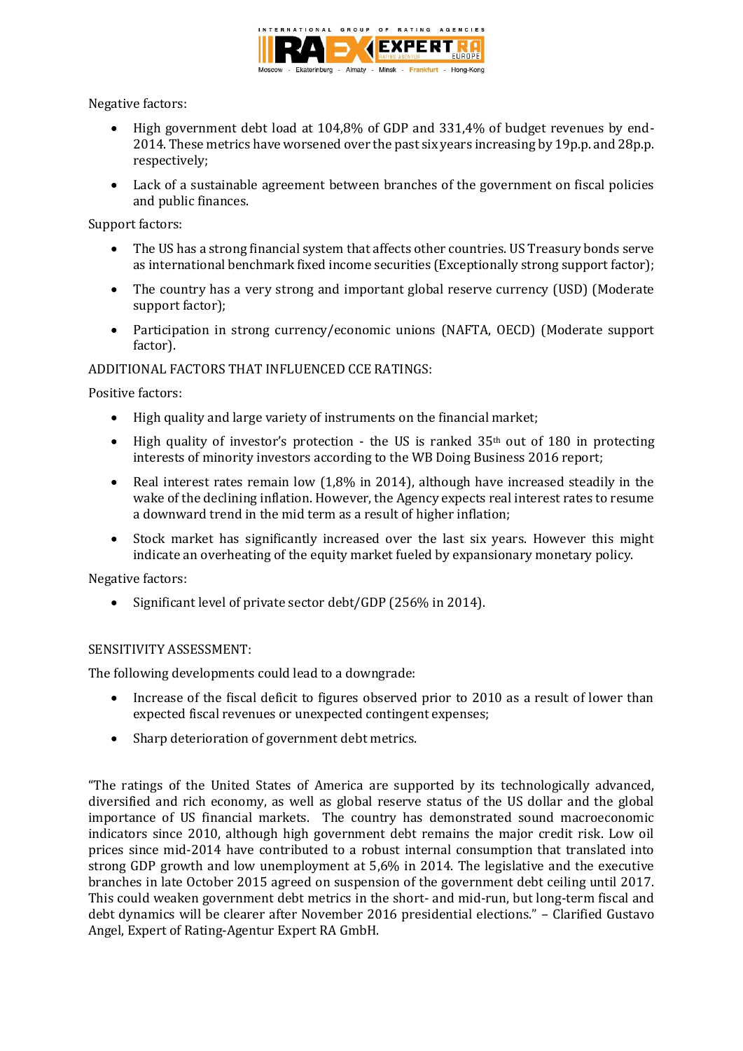Negative factors:

- High government debt load at 104,8% of GDP and 331,4% of budget revenues by end-2014. These metrics have worsened over the past six years increasing by 19p.p. and 28p.p. respectively;
- Lack of a sustainable agreement between branches of the government on fiscal policies and public finances.

Support factors:

- The US has a strong financial system that affects other countries. US Treasury bonds serve as international benchmark fixed income securities (Exceptionally strong support factor);
- The country has a very strong and important global reserve currency (USD) (Moderate support factor);
- Participation in strong currency/economic unions (NAFTA, OECD) (Moderate support factor).

ADDITIONAL FACTORS THAT INFLUENCED CCE RATINGS:

Positive factors:

- High quality and large variety of instruments on the financial market;
- High quality of investor's protection - the US is ranked 35th out of 180 in protecting interests of minority investors according to the WB Doing Business 2016 report;
- Real interest rates remain low (1,8% in 2014), although have increased steadily in the wake of the declining inflation. However, the Agency expects real interest rates to resume a downward trend in the mid term as a result of higher inflation;
- Stock market has significantly increased over the last six years. However this might indicate an overheating of the equity market fueled by expansionary monetary policy.

Negative factors:

- Significant level of private sector debt/GDP (256% in 2014).

SENSITIVITY ASSESSMENT:

The following developments could lead to a downgrade:

- Increase of the fiscal deficit to figures observed prior to 2010 as a result of lower than expected fiscal revenues or unexpected contingent expenses;
- Sharp deterioration of government debt metrics.

"The ratings of the United States of America are supported by its technologically advanced, diversified and rich economy, as well as global reserve status of the US dollar and the global importance of US financial markets. The country has demonstrated sound macroeconomic indicators since 2010, although high government debt remains the major credit risk. Low oil prices since mid-2014 have contributed to a robust internal consumption that translated into strong GDP growth and low unemployment at 5,6% in 2014. The legislative and the executive branches in late October 2015 agreed on suspension of the government debt ceiling until 2017. This could weaken government debt metrics in the short- and mid-run, but long-term fiscal and debt dynamics will be clearer after November 2016 presidential elections." – Clarified Gustavo Angel, Expert of Rating-Agentur Expert RA GmbH.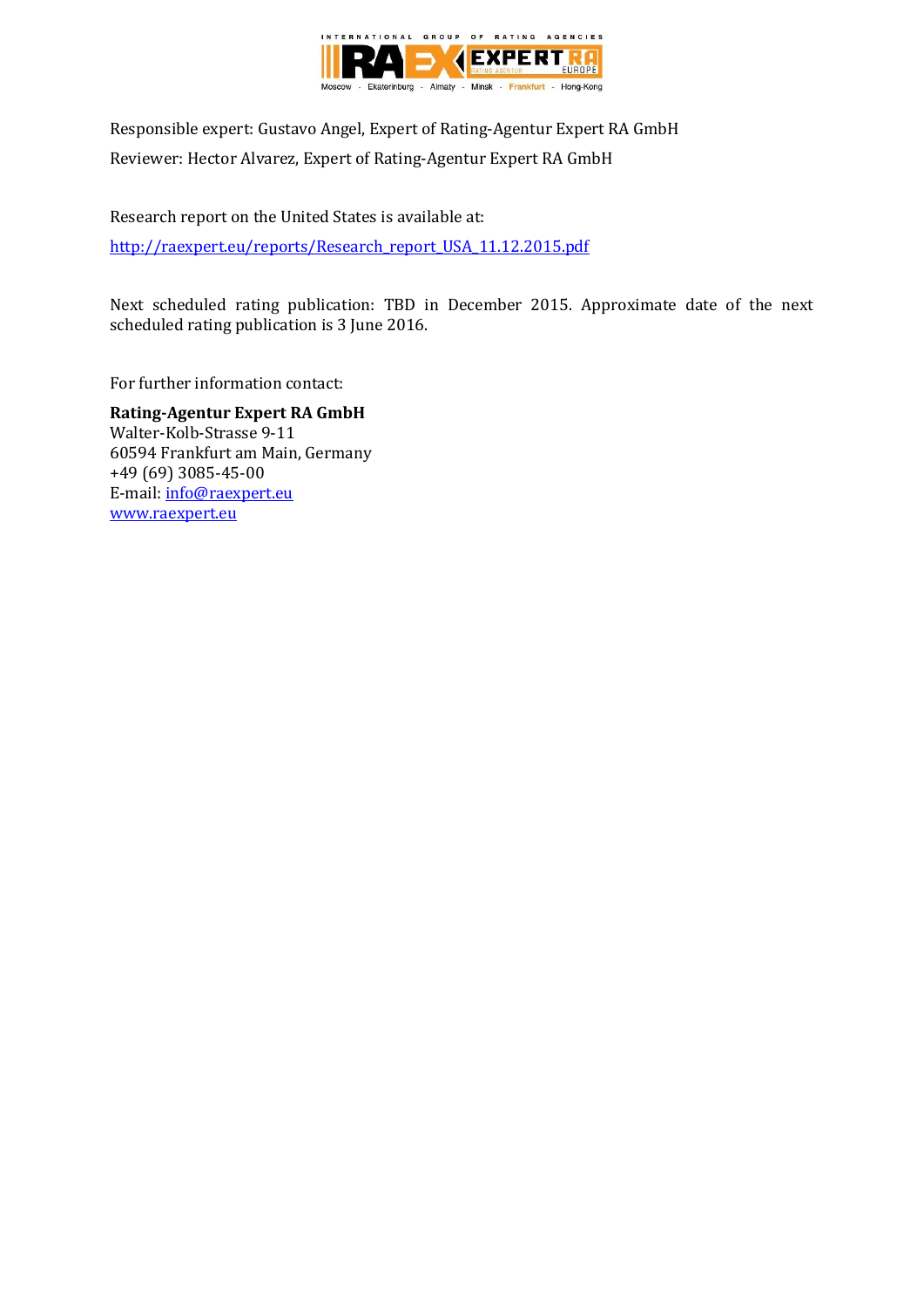Responsible expert: Gustavo Angel, Expert of Rating-Agentur Expert RA GmbH

Reviewer: Hector Alvarez, Expert of Rating-Agentur Expert RA GmbH

Research report on the United States is available at:

http://raexpert.eu/reports/Research_report_USA_11.12.2015.pdf

Next scheduled rating publication: TBD in December 2015. Approximate date of the next scheduled rating publication is 3 June 2016.

For further information contact:

**Rating-Agentur Expert RA GmbH**
Walter-Kolb-Strasse 9-11
60594 Frankfurt am Main, Germany
+49 (69) 3085-45-00
E-mail: info@raexpert.eu
www.raexpert.eu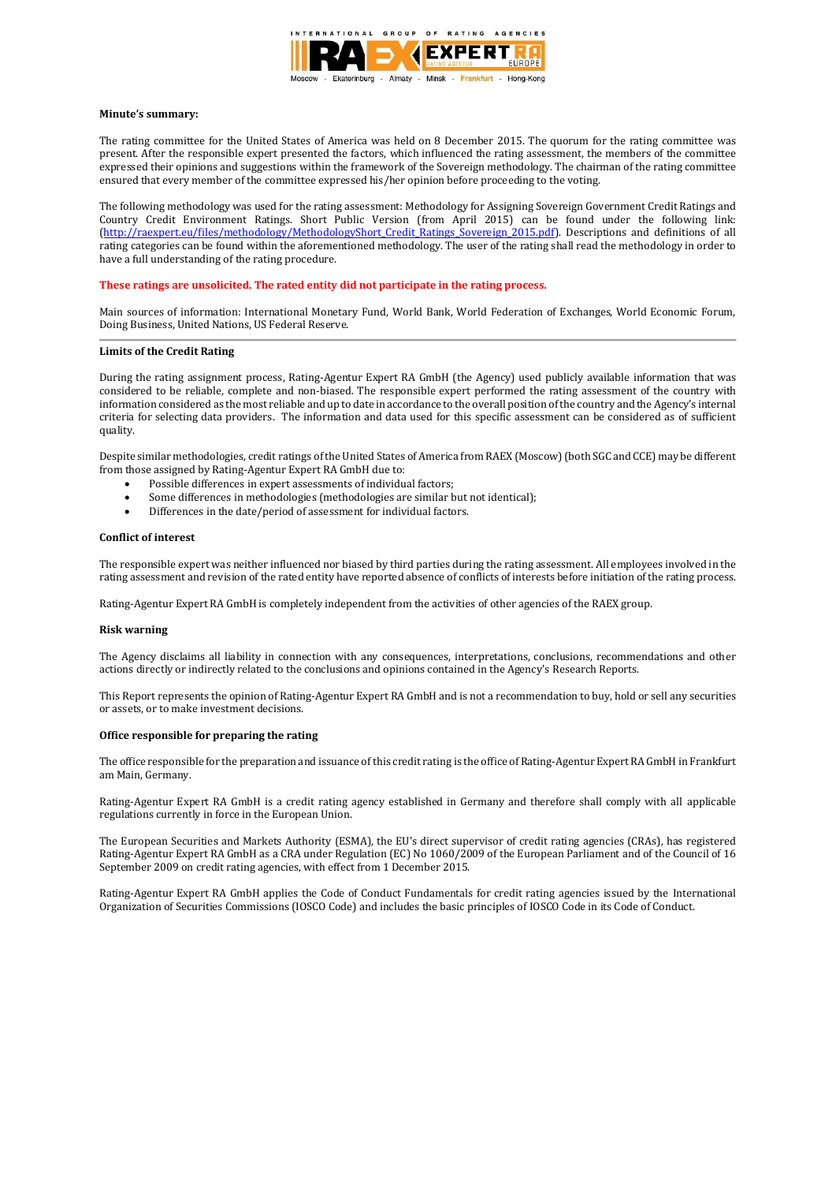**Minute's summary:**

The rating committee for the United States of America was held on 8 December 2015. The quorum for the rating committee was present. After the responsible expert presented the factors, which influenced the rating assessment, the members of the committee expressed their opinions and suggestions within the framework of the Sovereign methodology. The chairman of the rating committee ensured that every member of the committee expressed his/her opinion before proceeding to the voting.

The following methodology was used for the rating assessment: Methodology for Assigning Sovereign Government Credit Ratings and Country Credit Environment Ratings. Short Public Version (from April 2015) can be found under the following link: (http://raexpert.eu/files/methodology/MethodologyShort_Credit_Ratings_Sovereign_2015.pdf). Descriptions and definitions of all rating categories can be found within the aforementioned methodology. The user of the rating shall read the methodology in order to have a full understanding of the rating procedure.

**These ratings are unsolicited. The rated entity did not participate in the rating process.**

Main sources of information: International Monetary Fund, World Bank, World Federation of Exchanges, World Economic Forum, Doing Business, United Nations, US Federal Reserve.

---

**Limits of the Credit Rating**

During the rating assignment process, Rating-Agentur Expert RA GmbH (the Agency) used publicly available information that was considered to be reliable, complete and non-biased. The responsible expert performed the rating assessment of the country with information considered as the most reliable and up to date in accordance to the overall position of the country and the Agency's internal criteria for selecting data providers. The information and data used for this specific assessment can be considered as of sufficient quality.

Despite similar methodologies, credit ratings of the United States of America from RAEX (Moscow) (both SGC and CCE) may be different from those assigned by Rating-Agentur Expert RA GmbH due to:

- Possible differences in expert assessments of individual factors;
- Some differences in methodologies (methodologies are similar but not identical);
- Differences in the date/period of assessment for individual factors.

**Conflict of interest**

The responsible expert was neither influenced nor biased by third parties during the rating assessment. All employees involved in the rating assessment and revision of the rated entity have reported absence of conflicts of interests before initiation of the rating process.

Rating-Agentur Expert RA GmbH is completely independent from the activities of other agencies of the RAEX group.

**Risk warning**

The Agency disclaims all liability in connection with any consequences, interpretations, conclusions, recommendations and other actions directly or indirectly related to the conclusions and opinions contained in the Agency's Research Reports.

This Report represents the opinion of Rating-Agentur Expert RA GmbH and is not a recommendation to buy, hold or sell any securities or assets, or to make investment decisions.

**Office responsible for preparing the rating**

The office responsible for the preparation and issuance of this credit rating is the office of Rating-Agentur Expert RA GmbH in Frankfurt am Main, Germany.

Rating-Agentur Expert RA GmbH is a credit rating agency established in Germany and therefore shall comply with all applicable regulations currently in force in the European Union.

The European Securities and Markets Authority (ESMA), the EU's direct supervisor of credit rating agencies (CRAs), has registered Rating-Agentur Expert RA GmbH as a CRA under Regulation (EC) No 1060/2009 of the European Parliament and of the Council of 16 September 2009 on credit rating agencies, with effect from 1 December 2015.

Rating-Agentur Expert RA GmbH applies the Code of Conduct Fundamentals for credit rating agencies issued by the International Organization of Securities Commissions (IOSCO Code) and includes the basic principles of IOSCO Code in its Code of Conduct.